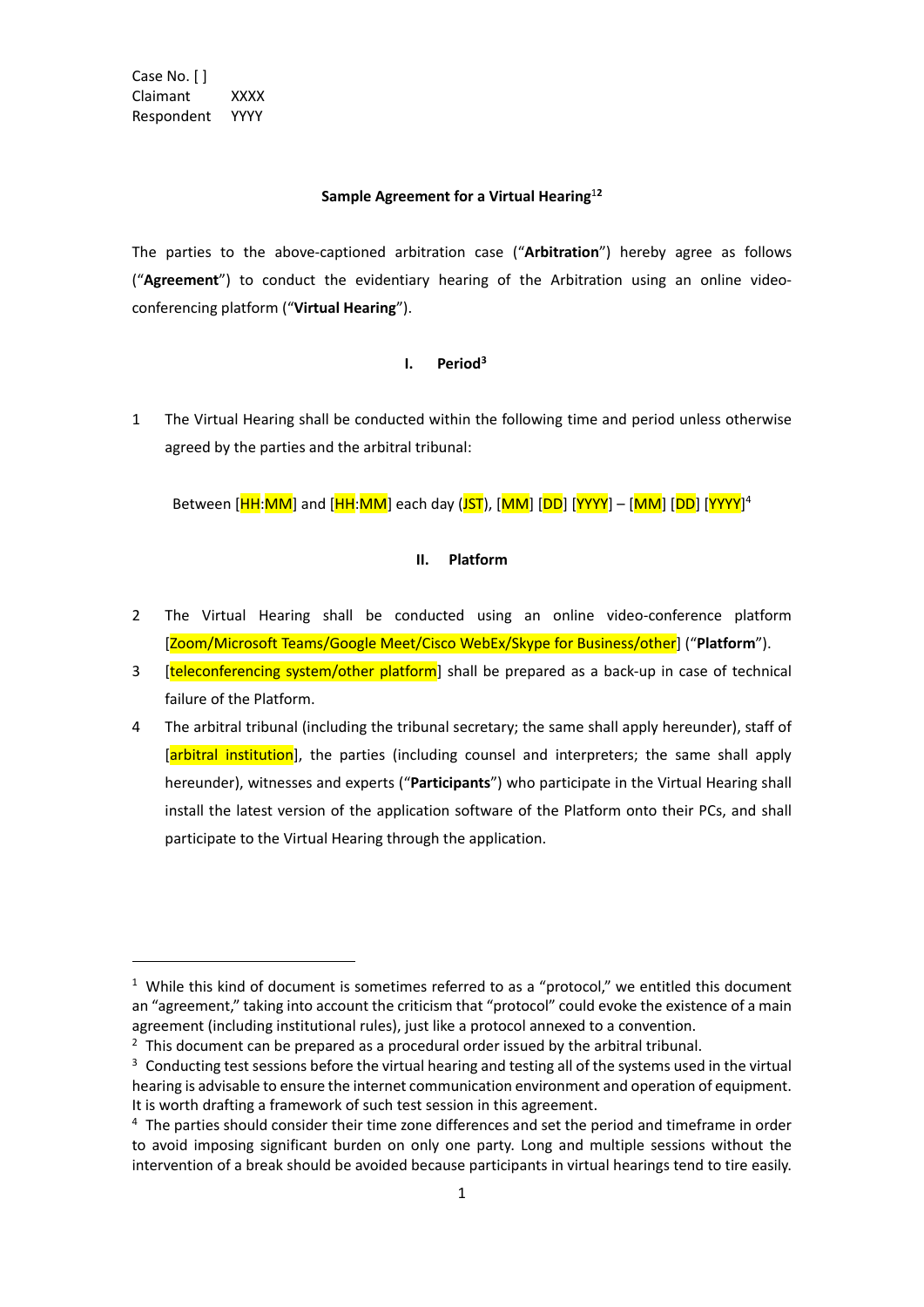Case No. [ ]
Claimant XXXX
Respondent YYYY

**Sample Agreement for a Virtual Hearing**[1][2]

The parties to the above-captioned arbitration case ("**Arbitration**") hereby agree as follows ("**Agreement**") to conduct the evidentiary hearing of the Arbitration using an online video-conferencing platform ("**Virtual Hearing**").

## I. Period[3]

1 The Virtual Hearing shall be conducted within the following time and period unless otherwise agreed by the parties and the arbitral tribunal:

Between [HH:MM] and [HH:MM] each day (JST), [MM] [DD] [YYYY] – [MM] [DD] [YYYY][4]

## II. Platform

2 The Virtual Hearing shall be conducted using an online video-conference platform [Zoom/Microsoft Teams/Google Meet/Cisco WebEx/Skype for Business/other] ("**Platform**").

3 [teleconferencing system/other platform] shall be prepared as a back-up in case of technical failure of the Platform.

4 The arbitral tribunal (including the tribunal secretary; the same shall apply hereunder), staff of [arbitral institution], the parties (including counsel and interpreters; the same shall apply hereunder), witnesses and experts ("**Participants**") who participate in the Virtual Hearing shall install the latest version of the application software of the Platform onto their PCs, and shall participate to the Virtual Hearing through the application.

---

[1] While this kind of document is sometimes referred to as a "protocol," we entitled this document an "agreement," taking into account the criticism that "protocol" could evoke the existence of a main agreement (including institutional rules), just like a protocol annexed to a convention.

[2] This document can be prepared as a procedural order issued by the arbitral tribunal.

[3] Conducting test sessions before the virtual hearing and testing all of the systems used in the virtual hearing is advisable to ensure the internet communication environment and operation of equipment. It is worth drafting a framework of such test session in this agreement.

[4] The parties should consider their time zone differences and set the period and timeframe in order to avoid imposing significant burden on only one party. Long and multiple sessions without the intervention of a break should be avoided because participants in virtual hearings tend to tire easily.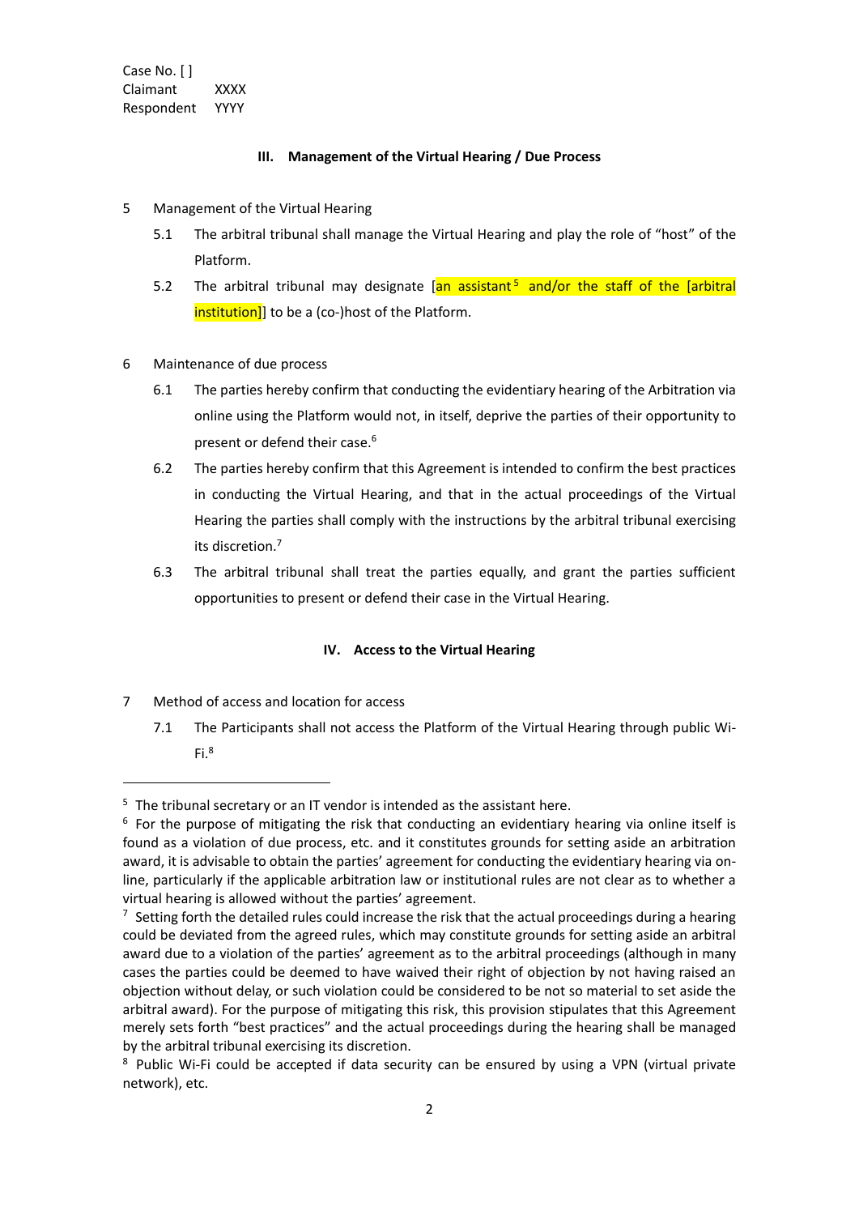Case No. [ ]
Claimant XXXX
Respondent YYYY

### III. Management of the Virtual Hearing / Due Process

5 Management of the Virtual Hearing

5.1 The arbitral tribunal shall manage the Virtual Hearing and play the role of "host" of the Platform.

5.2 The arbitral tribunal may designate [an assistant[5] and/or the staff of the [arbitral institution]] to be a (co-)host of the Platform.

6 Maintenance of due process

6.1 The parties hereby confirm that conducting the evidentiary hearing of the Arbitration via online using the Platform would not, in itself, deprive the parties of their opportunity to present or defend their case.[6]

6.2 The parties hereby confirm that this Agreement is intended to confirm the best practices in conducting the Virtual Hearing, and that in the actual proceedings of the Virtual Hearing the parties shall comply with the instructions by the arbitral tribunal exercising its discretion.[7]

6.3 The arbitral tribunal shall treat the parties equally, and grant the parties sufficient opportunities to present or defend their case in the Virtual Hearing.

### IV. Access to the Virtual Hearing

7 Method of access and location for access

7.1 The Participants shall not access the Platform of the Virtual Hearing through public Wi-Fi.[8]

---

[5] The tribunal secretary or an IT vendor is intended as the assistant here.

[6] For the purpose of mitigating the risk that conducting an evidentiary hearing via online itself is found as a violation of due process, etc. and it constitutes grounds for setting aside an arbitration award, it is advisable to obtain the parties' agreement for conducting the evidentiary hearing via on-line, particularly if the applicable arbitration law or institutional rules are not clear as to whether a virtual hearing is allowed without the parties' agreement.

[7] Setting forth the detailed rules could increase the risk that the actual proceedings during a hearing could be deviated from the agreed rules, which may constitute grounds for setting aside an arbitral award due to a violation of the parties' agreement as to the arbitral proceedings (although in many cases the parties could be deemed to have waived their right of objection by not having raised an objection without delay, or such violation could be considered to be not so material to set aside the arbitral award). For the purpose of mitigating this risk, this provision stipulates that this Agreement merely sets forth "best practices" and the actual proceedings during the hearing shall be managed by the arbitral tribunal exercising its discretion.

[8] Public Wi-Fi could be accepted if data security can be ensured by using a VPN (virtual private network), etc.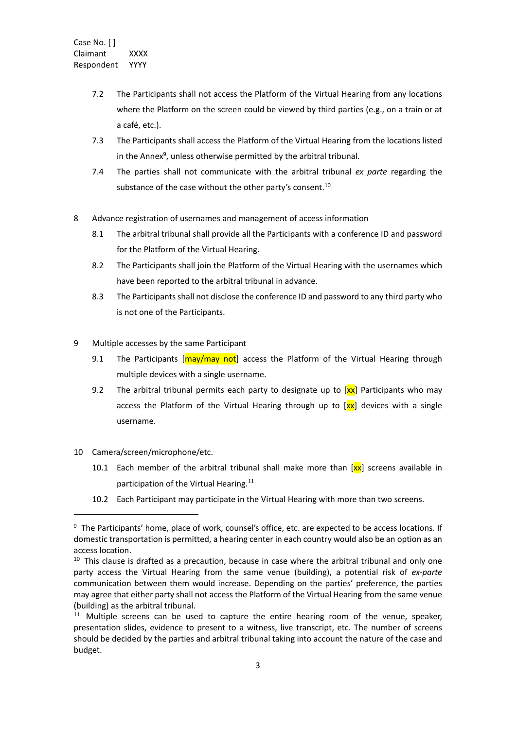Case No. [ ]
Claimant XXXX
Respondent YYYY

7.2 The Participants shall not access the Platform of the Virtual Hearing from any locations where the Platform on the screen could be viewed by third parties (e.g., on a train or at a café, etc.).

7.3 The Participants shall access the Platform of the Virtual Hearing from the locations listed in the Annex[9], unless otherwise permitted by the arbitral tribunal.

7.4 The parties shall not communicate with the arbitral tribunal *ex parte* regarding the substance of the case without the other party's consent.[10]

8 Advance registration of usernames and management of access information

8.1 The arbitral tribunal shall provide all the Participants with a conference ID and password for the Platform of the Virtual Hearing.

8.2 The Participants shall join the Platform of the Virtual Hearing with the usernames which have been reported to the arbitral tribunal in advance.

8.3 The Participants shall not disclose the conference ID and password to any third party who is not one of the Participants.

9 Multiple accesses by the same Participant

9.1 The Participants [may/may not] access the Platform of the Virtual Hearing through multiple devices with a single username.

9.2 The arbitral tribunal permits each party to designate up to [xx] Participants who may access the Platform of the Virtual Hearing through up to [xx] devices with a single username.

10 Camera/screen/microphone/etc.

10.1 Each member of the arbitral tribunal shall make more than [xx] screens available in participation of the Virtual Hearing.[11]

10.2 Each Participant may participate in the Virtual Hearing with more than two screens.

---

[9] The Participants' home, place of work, counsel's office, etc. are expected to be access locations. If domestic transportation is permitted, a hearing center in each country would also be an option as an access location.

[10] This clause is drafted as a precaution, because in case where the arbitral tribunal and only one party access the Virtual Hearing from the same venue (building), a potential risk of *ex-parte* communication between them would increase. Depending on the parties' preference, the parties may agree that either party shall not access the Platform of the Virtual Hearing from the same venue (building) as the arbitral tribunal.

[11] Multiple screens can be used to capture the entire hearing room of the venue, speaker, presentation slides, evidence to present to a witness, live transcript, etc. The number of screens should be decided by the parties and arbitral tribunal taking into account the nature of the case and budget.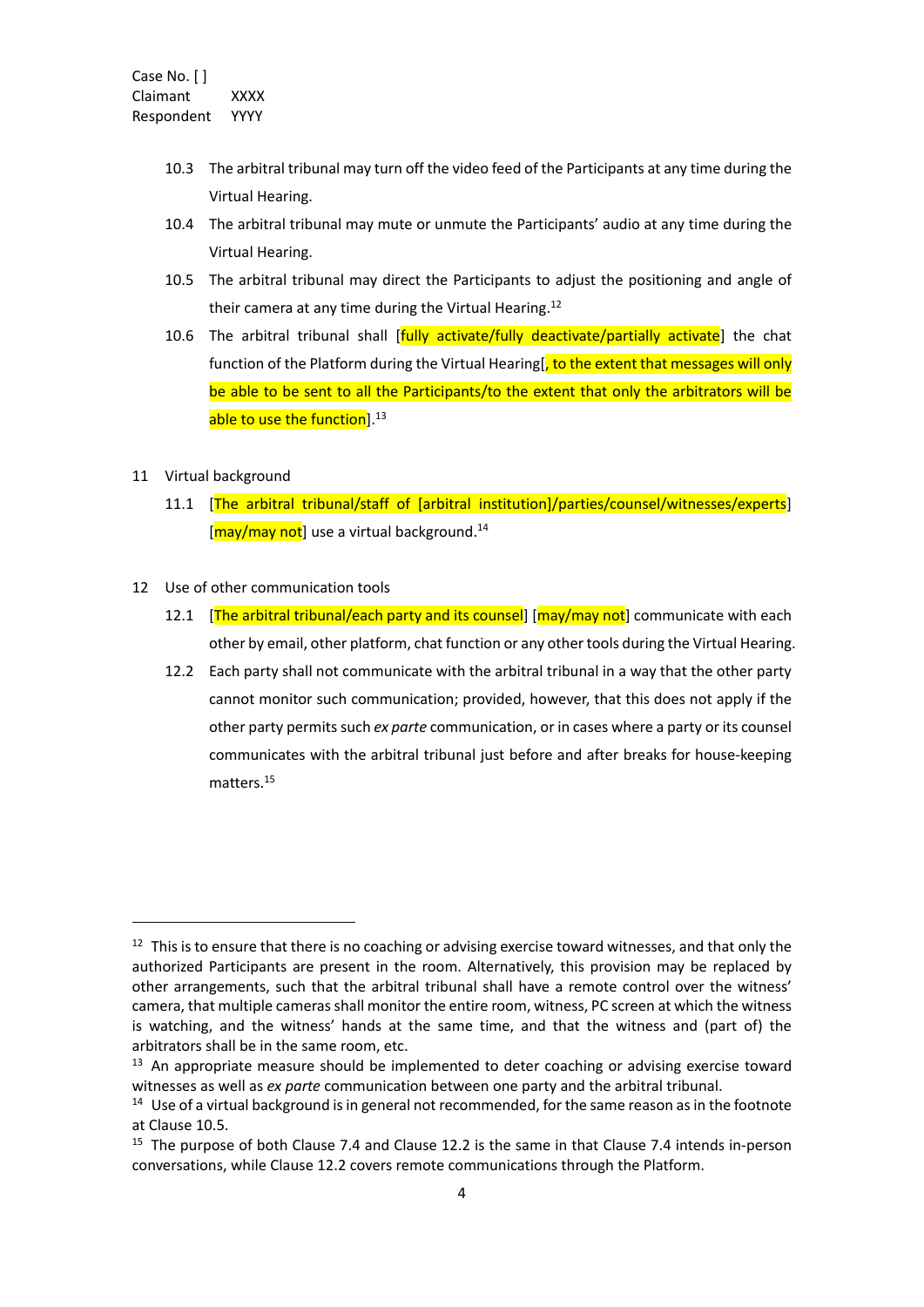10.3 The arbitral tribunal may turn off the video feed of the Participants at any time during the Virtual Hearing.

10.4 The arbitral tribunal may mute or unmute the Participants' audio at any time during the Virtual Hearing.

10.5 The arbitral tribunal may direct the Participants to adjust the positioning and angle of their camera at any time during the Virtual Hearing.[12]

10.6 The arbitral tribunal shall [fully activate/fully deactivate/partially activate] the chat function of the Platform during the Virtual Hearing[, to the extent that messages will only be able to be sent to all the Participants/to the extent that only the arbitrators will be able to use the function].[13]

11 Virtual background

11.1 [The arbitral tribunal/staff of [arbitral institution]/parties/counsel/witnesses/experts] [may/may not] use a virtual background.[14]

12 Use of other communication tools

12.1 [The arbitral tribunal/each party and its counsel] [may/may not] communicate with each other by email, other platform, chat function or any other tools during the Virtual Hearing.

12.2 Each party shall not communicate with the arbitral tribunal in a way that the other party cannot monitor such communication; provided, however, that this does not apply if the other party permits such *ex parte* communication, or in cases where a party or its counsel communicates with the arbitral tribunal just before and after breaks for house-keeping matters.[15]

---

[12] This is to ensure that there is no coaching or advising exercise toward witnesses, and that only the authorized Participants are present in the room. Alternatively, this provision may be replaced by other arrangements, such that the arbitral tribunal shall have a remote control over the witness' camera, that multiple cameras shall monitor the entire room, witness, PC screen at which the witness is watching, and the witness' hands at the same time, and that the witness and (part of) the arbitrators shall be in the same room, etc.

[13] An appropriate measure should be implemented to deter coaching or advising exercise toward witnesses as well as *ex parte* communication between one party and the arbitral tribunal.

[14] Use of a virtual background is in general not recommended, for the same reason as in the footnote at Clause 10.5.

[15] The purpose of both Clause 7.4 and Clause 12.2 is the same in that Clause 7.4 intends in-person conversations, while Clause 12.2 covers remote communications through the Platform.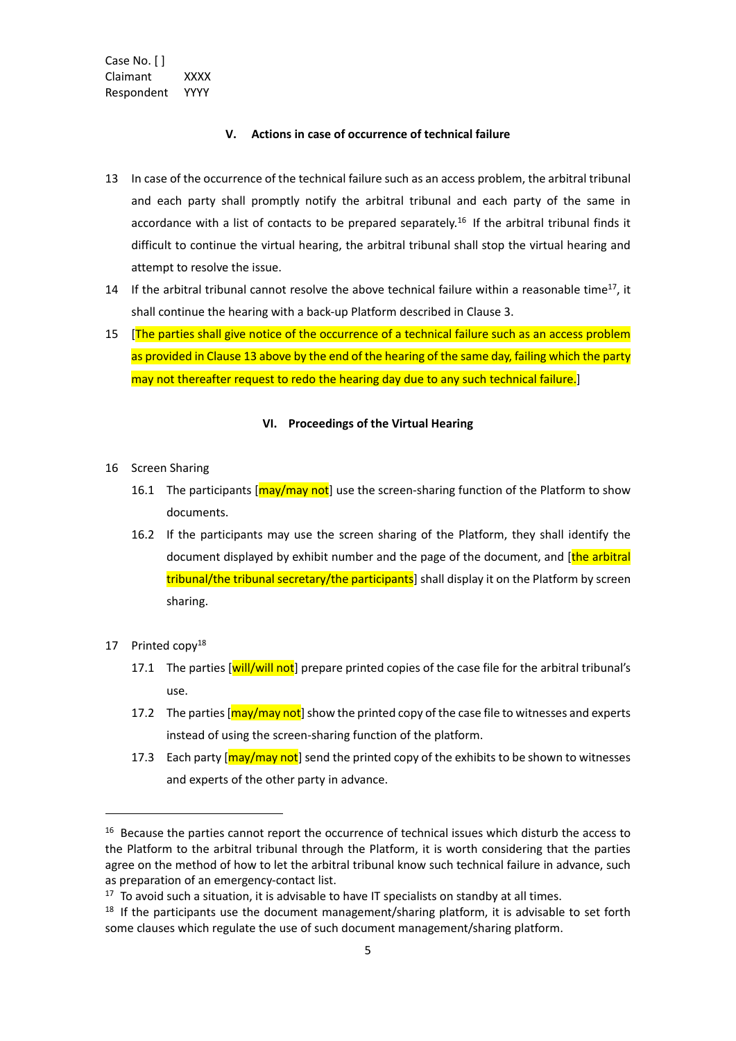Case No. [ ]
Claimant XXXX
Respondent YYYY

## V. Actions in case of occurrence of technical failure

13 In case of the occurrence of the technical failure such as an access problem, the arbitral tribunal and each party shall promptly notify the arbitral tribunal and each party of the same in accordance with a list of contacts to be prepared separately.[16] If the arbitral tribunal finds it difficult to continue the virtual hearing, the arbitral tribunal shall stop the virtual hearing and attempt to resolve the issue.

14 If the arbitral tribunal cannot resolve the above technical failure within a reasonable time[17], it shall continue the hearing with a back-up Platform described in Clause 3.

15 [The parties shall give notice of the occurrence of a technical failure such as an access problem as provided in Clause 13 above by the end of the hearing of the same day, failing which the party may not thereafter request to redo the hearing day due to any such technical failure.]

## VI. Proceedings of the Virtual Hearing

16 Screen Sharing

16.1 The participants [may/may not] use the screen-sharing function of the Platform to show documents.

16.2 If the participants may use the screen sharing of the Platform, they shall identify the document displayed by exhibit number and the page of the document, and [the arbitral tribunal/the tribunal secretary/the participants] shall display it on the Platform by screen sharing.

17 Printed copy[18]

17.1 The parties [will/will not] prepare printed copies of the case file for the arbitral tribunal's use.

17.2 The parties [may/may not] show the printed copy of the case file to witnesses and experts instead of using the screen-sharing function of the platform.

17.3 Each party [may/may not] send the printed copy of the exhibits to be shown to witnesses and experts of the other party in advance.

---

[16] Because the parties cannot report the occurrence of technical issues which disturb the access to the Platform to the arbitral tribunal through the Platform, it is worth considering that the parties agree on the method of how to let the arbitral tribunal know such technical failure in advance, such as preparation of an emergency-contact list.

[17] To avoid such a situation, it is advisable to have IT specialists on standby at all times.

[18] If the participants use the document management/sharing platform, it is advisable to set forth some clauses which regulate the use of such document management/sharing platform.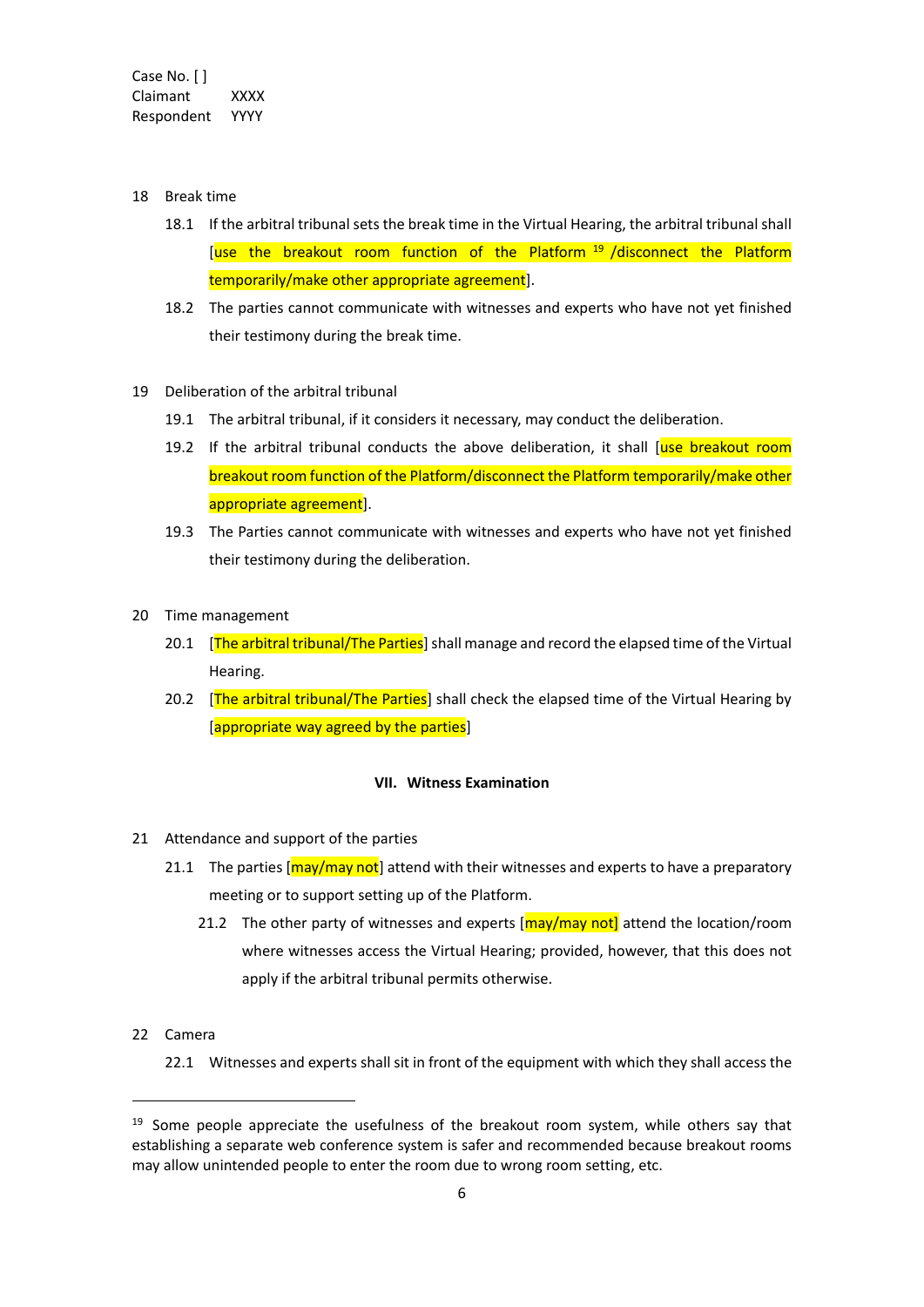Case No. [ ]
Claimant XXXX
Respondent YYYY

18 Break time

18.1 If the arbitral tribunal sets the break time in the Virtual Hearing, the arbitral tribunal shall [use the breakout room function of the Platform [19] /disconnect the Platform temporarily/make other appropriate agreement].

18.2 The parties cannot communicate with witnesses and experts who have not yet finished their testimony during the break time.

19 Deliberation of the arbitral tribunal

19.1 The arbitral tribunal, if it considers it necessary, may conduct the deliberation.

19.2 If the arbitral tribunal conducts the above deliberation, it shall [use breakout room breakout room function of the Platform/disconnect the Platform temporarily/make other appropriate agreement].

19.3 The Parties cannot communicate with witnesses and experts who have not yet finished their testimony during the deliberation.

20 Time management

20.1 [The arbitral tribunal/The Parties] shall manage and record the elapsed time of the Virtual Hearing.

20.2 [The arbitral tribunal/The Parties] shall check the elapsed time of the Virtual Hearing by [appropriate way agreed by the parties]

## VII. Witness Examination

21 Attendance and support of the parties

21.1 The parties [may/may not] attend with their witnesses and experts to have a preparatory meeting or to support setting up of the Platform.

21.2 The other party of witnesses and experts [may/may not] attend the location/room where witnesses access the Virtual Hearing; provided, however, that this does not apply if the arbitral tribunal permits otherwise.

22 Camera

22.1 Witnesses and experts shall sit in front of the equipment with which they shall access the

---

[19] Some people appreciate the usefulness of the breakout room system, while others say that establishing a separate web conference system is safer and recommended because breakout rooms may allow unintended people to enter the room due to wrong room setting, etc.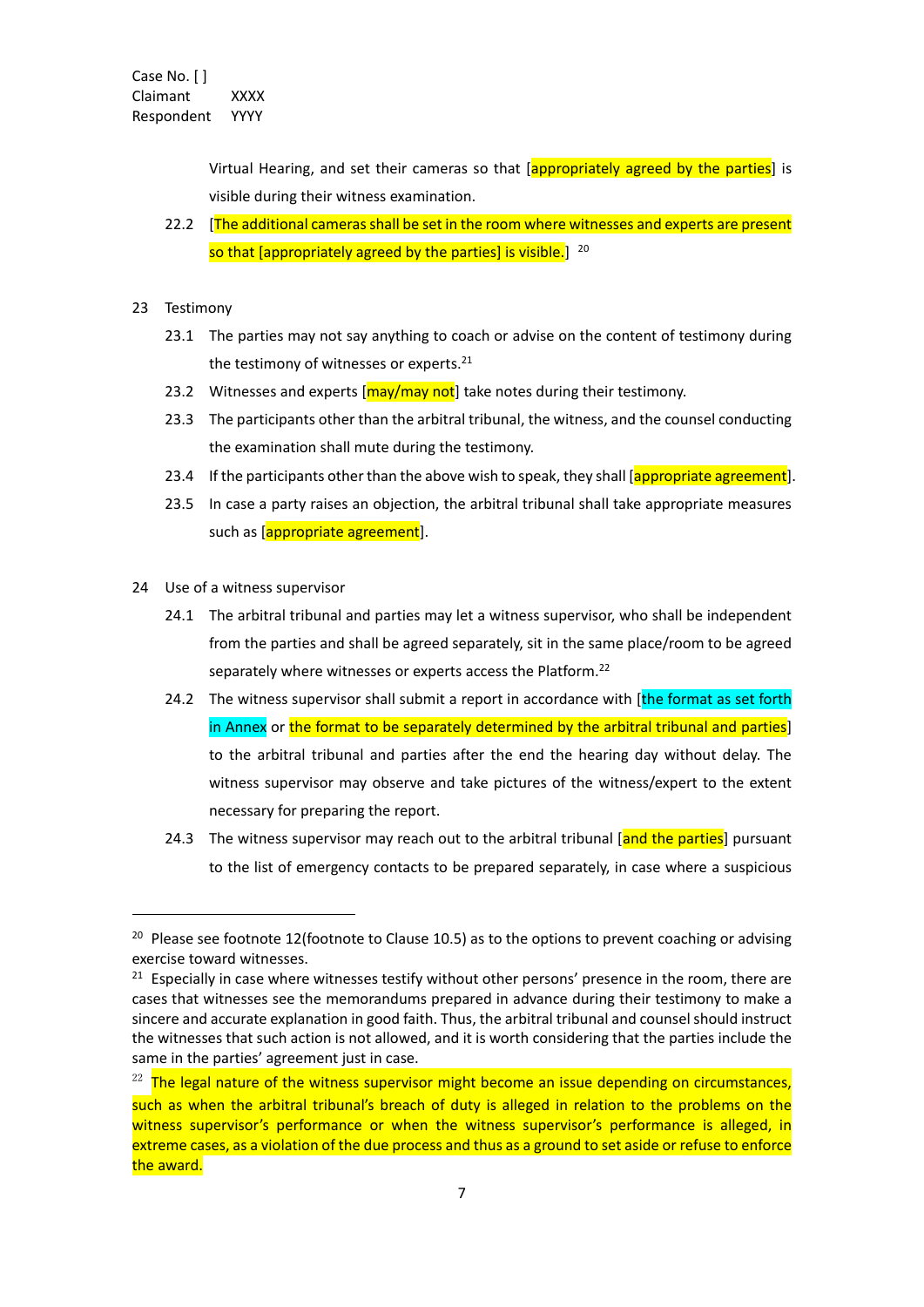Case No. [ ]
Claimant XXXX
Respondent YYYY

Virtual Hearing, and set their cameras so that [appropriately agreed by the parties] is visible during their witness examination.

22.2 [The additional cameras shall be set in the room where witnesses and experts are present so that [appropriately agreed by the parties] is visible.] [20]

23 Testimony

23.1 The parties may not say anything to coach or advise on the content of testimony during the testimony of witnesses or experts.[21]

23.2 Witnesses and experts [may/may not] take notes during their testimony.

23.3 The participants other than the arbitral tribunal, the witness, and the counsel conducting the examination shall mute during the testimony.

23.4 If the participants other than the above wish to speak, they shall [appropriate agreement].

23.5 In case a party raises an objection, the arbitral tribunal shall take appropriate measures such as [appropriate agreement].

24 Use of a witness supervisor

24.1 The arbitral tribunal and parties may let a witness supervisor, who shall be independent from the parties and shall be agreed separately, sit in the same place/room to be agreed separately where witnesses or experts access the Platform.[22]

24.2 The witness supervisor shall submit a report in accordance with [the format as set forth in Annex or the format to be separately determined by the arbitral tribunal and parties] to the arbitral tribunal and parties after the end the hearing day without delay. The witness supervisor may observe and take pictures of the witness/expert to the extent necessary for preparing the report.

24.3 The witness supervisor may reach out to the arbitral tribunal [and the parties] pursuant to the list of emergency contacts to be prepared separately, in case where a suspicious

---

[20] Please see footnote 12(footnote to Clause 10.5) as to the options to prevent coaching or advising exercise toward witnesses.

[21] Especially in case where witnesses testify without other persons' presence in the room, there are cases that witnesses see the memorandums prepared in advance during their testimony to make a sincere and accurate explanation in good faith. Thus, the arbitral tribunal and counsel should instruct the witnesses that such action is not allowed, and it is worth considering that the parties include the same in the parties' agreement just in case.

[22] The legal nature of the witness supervisor might become an issue depending on circumstances, such as when the arbitral tribunal's breach of duty is alleged in relation to the problems on the witness supervisor's performance or when the witness supervisor's performance is alleged, in extreme cases, as a violation of the due process and thus as a ground to set aside or refuse to enforce the award.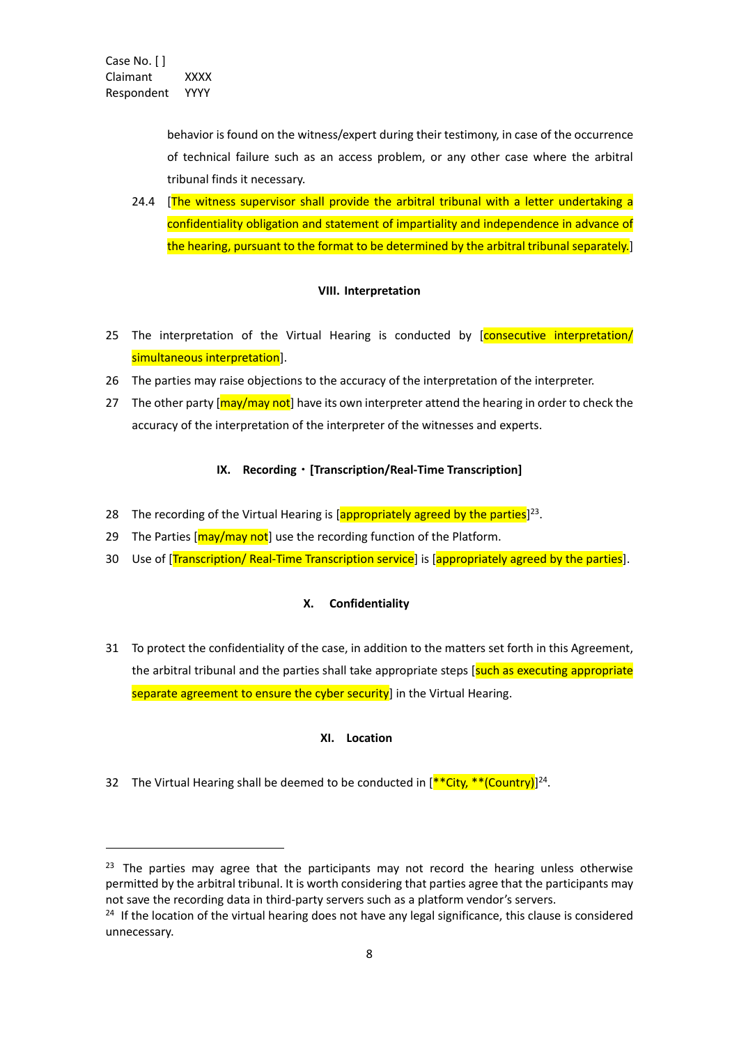Case No. [ ]
Claimant XXXX
Respondent YYYY

behavior is found on the witness/expert during their testimony, in case of the occurrence of technical failure such as an access problem, or any other case where the arbitral tribunal finds it necessary.

24.4 [The witness supervisor shall provide the arbitral tribunal with a letter undertaking a confidentiality obligation and statement of impartiality and independence in advance of the hearing, pursuant to the format to be determined by the arbitral tribunal separately.]

### VIII. Interpretation

25 The interpretation of the Virtual Hearing is conducted by [consecutive interpretation/ simultaneous interpretation].

26 The parties may raise objections to the accuracy of the interpretation of the interpreter.

27 The other party [may/may not] have its own interpreter attend the hearing in order to check the accuracy of the interpretation of the interpreter of the witnesses and experts.

### IX. Recording・[Transcription/Real-Time Transcription]

28 The recording of the Virtual Hearing is [appropriately agreed by the parties][23].

29 The Parties [may/may not] use the recording function of the Platform.

30 Use of [Transcription/ Real-Time Transcription service] is [appropriately agreed by the parties].

### X. Confidentiality

31 To protect the confidentiality of the case, in addition to the matters set forth in this Agreement, the arbitral tribunal and the parties shall take appropriate steps [such as executing appropriate separate agreement to ensure the cyber security] in the Virtual Hearing.

### XI. Location

32 The Virtual Hearing shall be deemed to be conducted in [**City, **(Country)][24].

---

[23] The parties may agree that the participants may not record the hearing unless otherwise permitted by the arbitral tribunal. It is worth considering that parties agree that the participants may not save the recording data in third-party servers such as a platform vendor's servers.

[24] If the location of the virtual hearing does not have any legal significance, this clause is considered unnecessary.